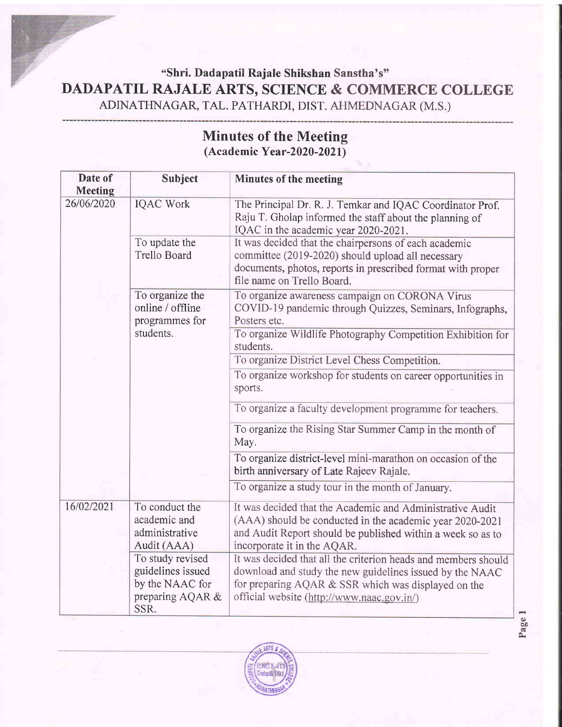**"Shri. Dadapatil Rajale Shikshan Sanstha's"**

# DADAPATIL RAJALE ARTS, SCIENCE & COMMERCE COLLEGE

ADINATHNAGAR, TAL. PATHARDI, DIST. AHMEDNAGAR (M.S.)

## Minutes of the Meeting
**(Academic Year-2020-2021)**

| Date of Meeting | Subject | Minutes of the meeting |
|---|---|---|
| 26/06/2020 | IQAC Work | The Principal Dr. R. J. Temkar and IQAC Coordinator Prof. Raju T. Gholap informed the staff about the planning of IQAC in the academic year 2020-2021. |
| | To update the Trello Board | It was decided that the chairpersons of each academic committee (2019-2020) should upload all necessary documents, photos, reports in prescribed format with proper file name on Trello Board. |
| | To organize the online / offline programmes for students. | To organize awareness campaign on CORONA Virus COVID-19 pandemic through Quizzes, Seminars, Infographs, Posters etc. |
| | | To organize Wildlife Photography Competition Exhibition for students. |
| | | To organize District Level Chess Competition. |
| | | To organize workshop for students on career opportunities in sports. |
| | | To organize a faculty development programme for teachers. |
| | | To organize the Rising Star Summer Camp in the month of May. |
| | | To organize district-level mini-marathon on occasion of the birth anniversary of Late Rajeev Rajale. |
| | | To organize a study tour in the month of January. |
| 16/02/2021 | To conduct the academic and administrative Audit (AAA) | It was decided that the Academic and Administrative Audit (AAA) should be conducted in the academic year 2020-2021 and Audit Report should be published within a week so as to incorporate it in the AQAR. |
| | To study revised guidelines issued by the NAAC for preparing AQAR & SSR. | It was decided that all the criterion heads and members should download and study the new guidelines issued by the NAAC for preparing AQAR & SSR which was displayed on the official website (http://www.naac.gov.in/) |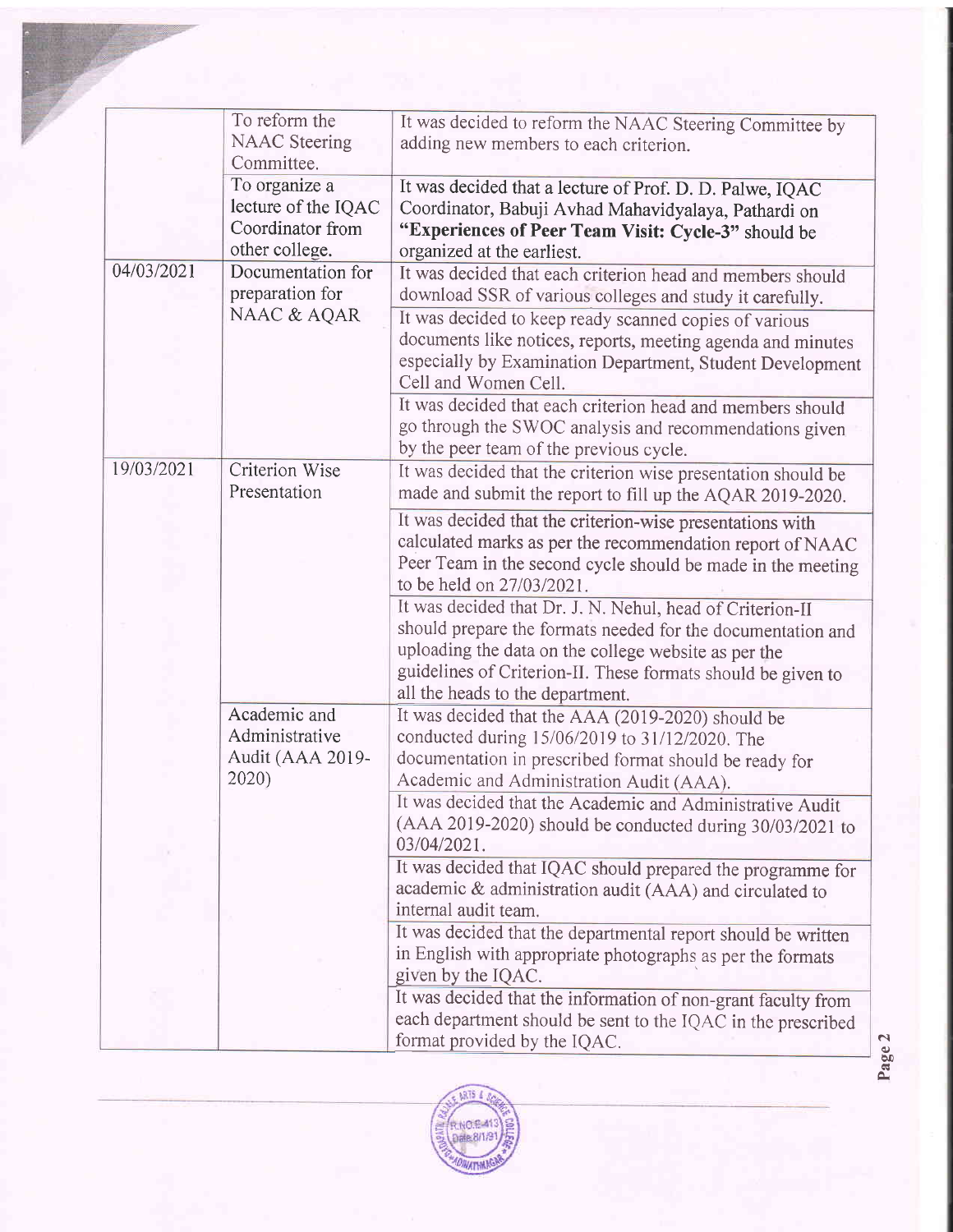| | | |
|---|---|---|
| | To reform the NAAC Steering Committee. | It was decided to reform the NAAC Steering Committee by adding new members to each criterion. |
| | To organize a lecture of the IQAC Coordinator from other college. | It was decided that a lecture of Prof. D. D. Palwe, IQAC Coordinator, Babuji Avhad Mahavidyalaya, Pathardi on **"Experiences of Peer Team Visit: Cycle-3"** should be organized at the earliest. |
| 04/03/2021 | Documentation for preparation for NAAC & AQAR | It was decided that each criterion head and members should download SSR of various colleges and study it carefully. |
| | | It was decided to keep ready scanned copies of various documents like notices, reports, meeting agenda and minutes especially by Examination Department, Student Development Cell and Women Cell. |
| | | It was decided that each criterion head and members should go through the SWOC analysis and recommendations given by the peer team of the previous cycle. |
| 19/03/2021 | Criterion Wise Presentation | It was decided that the criterion wise presentation should be made and submit the report to fill up the AQAR 2019-2020. |
| | | It was decided that the criterion-wise presentations with calculated marks as per the recommendation report of NAAC Peer Team in the second cycle should be made in the meeting to be held on 27/03/2021. |
| | | It was decided that Dr. J. N. Nehul, head of Criterion-II should prepare the formats needed for the documentation and uploading the data on the college website as per the guidelines of Criterion-II. These formats should be given to all the heads to the department. |
| | Academic and Administrative Audit (AAA 2019-2020) | It was decided that the AAA (2019-2020) should be conducted during 15/06/2019 to 31/12/2020. The documentation in prescribed format should be ready for Academic and Administration Audit (AAA). |
| | | It was decided that the Academic and Administrative Audit (AAA 2019-2020) should be conducted during 30/03/2021 to 03/04/2021. |
| | | It was decided that IQAC should prepared the programme for academic & administration audit (AAA) and circulated to internal audit team. |
| | | It was decided that the departmental report should be written in English with appropriate photographs as per the formats given by the IQAC. |
| | | It was decided that the information of non-grant faculty from each department should be sent to the IQAC in the prescribed format provided by the IQAC. |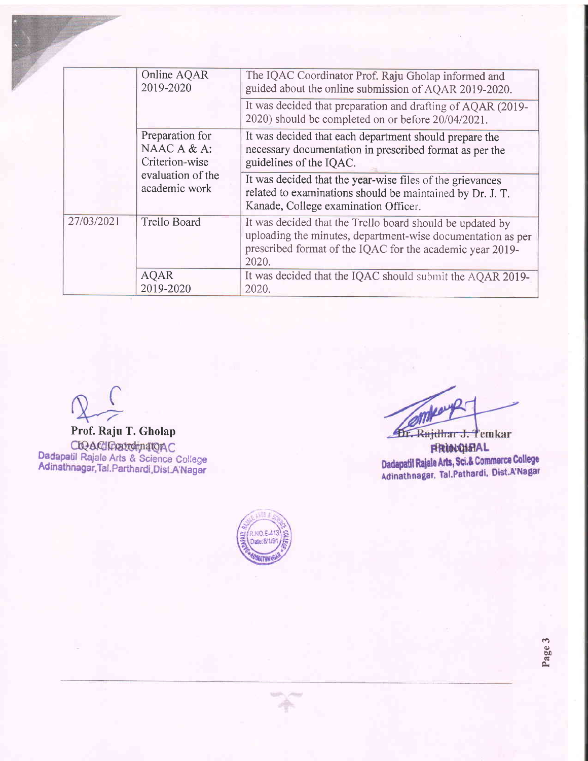| | | |
|---|---|---|
| | Online AQAR 2019-2020 | The IQAC Coordinator Prof. Raju Gholap informed and guided about the online submission of AQAR 2019-2020. |
| | | It was decided that preparation and drafting of AQAR (2019-2020) should be completed on or before 20/04/2021. |
| | Preparation for NAAC A & A: Criterion-wise evaluation of the academic work | It was decided that each department should prepare the necessary documentation in prescribed format as per the guidelines of the IQAC. |
| | | It was decided that the year-wise files of the grievances related to examinations should be maintained by Dr. J. T. Kanade, College examination Officer. |
| 27/03/2021 | Trello Board | It was decided that the Trello board should be updated by uploading the minutes, department-wise documentation as per prescribed format of the IQAC for the academic year 2019-2020. |
| | AQAR 2019-2020 | It was decided that the IQAC should submit the AQAR 2019-2020. |

**Prof. Raju T. Gholap**
IQAC Coordinator
Dadapatil Rajale Arts & Science College
Adinathnagar, Tal.Parthardi, Dist.A'Nagar

**Dr. Rajdhar J. Temkar**
PRINCIPAL
Dadapatil Rajale Arts, Sci.& Commerce College
Adinathnagar, Tal.Pathardi, Dist.A'Nagar